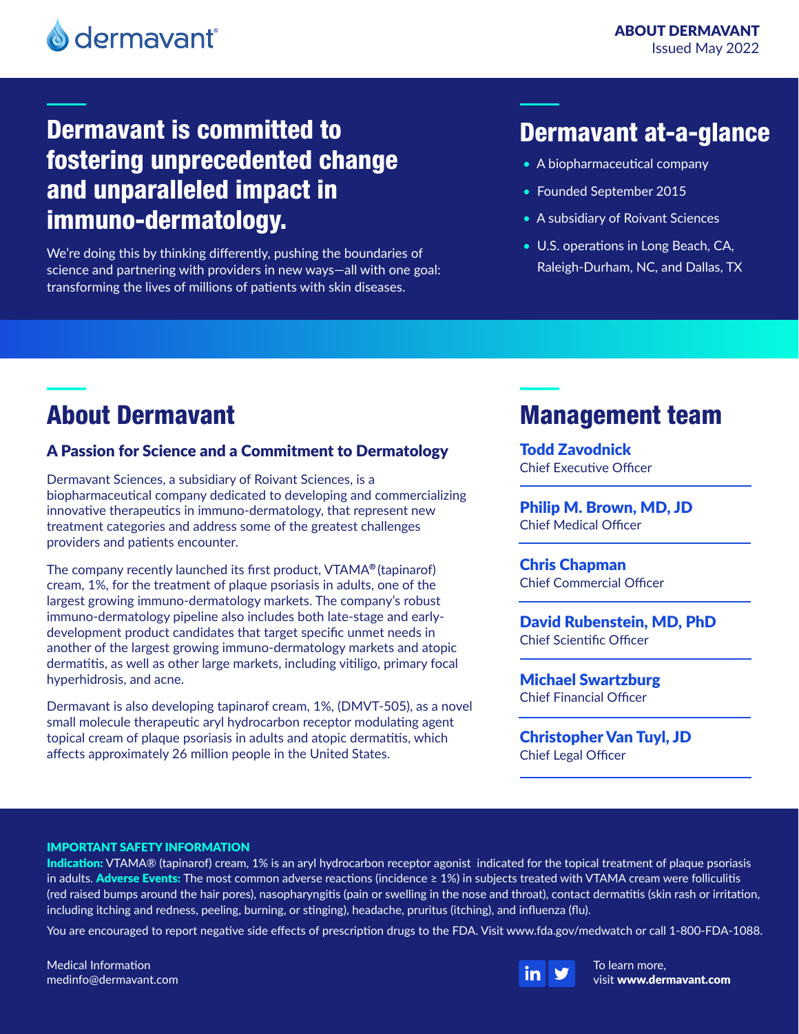dermavant®

**ABOUT DERMAVANT**
Issued May 2022

# Dermavant is committed to fostering unprecedented change and unparalleled impact in immuno-dermatology.

We're doing this by thinking differently, pushing the boundaries of science and partnering with providers in new ways—all with one goal: transforming the lives of millions of patients with skin diseases.

## Dermavant at-a-glance

- A biopharmaceutical company
- Founded September 2015
- A subsidiary of Roivant Sciences
- U.S. operations in Long Beach, CA, Raleigh-Durham, NC, and Dallas, TX

## About Dermavant

### A Passion for Science and a Commitment to Dermatology

Dermavant Sciences, a subsidiary of Roivant Sciences, is a biopharmaceutical company dedicated to developing and commercializing innovative therapeutics in immuno-dermatology, that represent new treatment categories and address some of the greatest challenges providers and patients encounter.

The company recently launched its first product, VTAMA® (tapinarof) cream, 1%, for the treatment of plaque psoriasis in adults, one of the largest growing immuno-dermatology markets. The company's robust immuno-dermatology pipeline also includes both late-stage and early-development product candidates that target specific unmet needs in another of the largest growing immuno-dermatology markets and atopic dermatitis, as well as other large markets, including vitiligo, primary focal hyperhidrosis, and acne.

Dermavant is also developing tapinarof cream, 1%, (DMVT-505), as a novel small molecule therapeutic aryl hydrocarbon receptor modulating agent topical cream of plaque psoriasis in adults and atopic dermatitis, which affects approximately 26 million people in the United States.

## Management team

**Todd Zavodnick**
Chief Executive Officer

**Philip M. Brown, MD, JD**
Chief Medical Officer

**Chris Chapman**
Chief Commercial Officer

**David Rubenstein, MD, PhD**
Chief Scientific Officer

**Michael Swartzburg**
Chief Financial Officer

**Christopher Van Tuyl, JD**
Chief Legal Officer

**IMPORTANT SAFETY INFORMATION**

**Indication:** VTAMA® (tapinarof) cream, 1% is an aryl hydrocarbon receptor agonist indicated for the topical treatment of plaque psoriasis in adults. **Adverse Events:** The most common adverse reactions (incidence ≥ 1%) in subjects treated with VTAMA cream were folliculitis (red raised bumps around the hair pores), nasopharyngitis (pain or swelling in the nose and throat), contact dermatitis (skin rash or irritation, including itching and redness, peeling, burning, or stinging), headache, pruritus (itching), and influenza (flu).

You are encouraged to report negative side effects of prescription drugs to the FDA. Visit www.fda.gov/medwatch or call 1-800-FDA-1088.

Medical Information
medinfo@dermavant.com

To learn more,
visit **www.dermavant.com**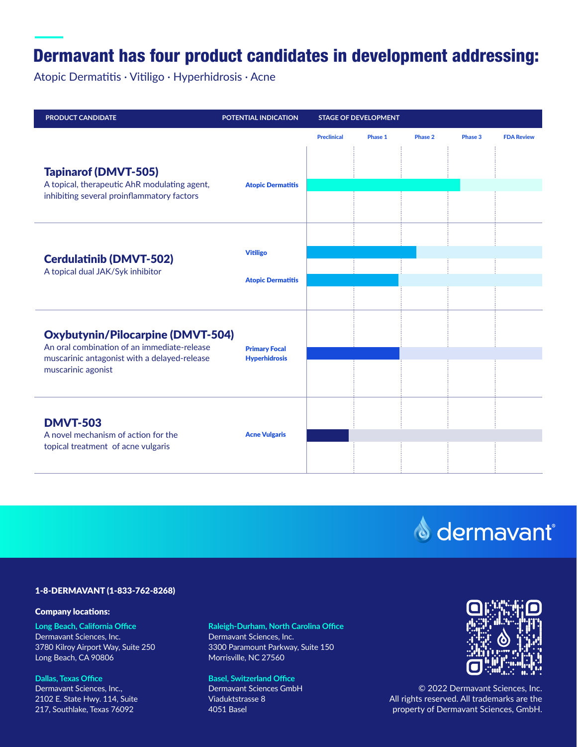# Dermavant has four product candidates in development addressing:

Atopic Dermatitis · Vitiligo · Hyperhidrosis · Acne

PRODUCT CANDIDATE

POTENTIAL INDICATION

STAGE OF DEVELOPMENT

Preclinical

Phase 1

Phase 2

Phase 3

FDA Review

**Tapinarof (DMVT-505)**
A topical, therapeutic AhR modulating agent, inhibiting several proinflammatory factors

Atopic Dermatitis

**Cerdulatinib (DMVT-502)**
A topical dual JAK/Syk inhibitor

Vitiligo

Atopic Dermatitis

**Oxybutynin/Pilocarpine (DMVT-504)**
An oral combination of an immediate-release muscarinic antagonist with a delayed-release muscarinic agonist

Primary Focal Hyperhidrosis

**DMVT-503**
A novel mechanism of action for the topical treatment of acne vulgaris

Acne Vulgaris

dermavant®

**1-8-DERMAVANT (1-833-762-8268)**

**Company locations:**

**Long Beach, California Office**
Dermavant Sciences, Inc.
3780 Kilroy Airport Way, Suite 250
Long Beach, CA 90806

**Dallas, Texas Office**
Dermavant Sciences, Inc.,
2102 E. State Hwy. 114, Suite
217, Southlake, Texas 76092

**Raleigh-Durham, North Carolina Office**
Dermavant Sciences, Inc.
3300 Paramount Parkway, Suite 150
Morrisville, NC 27560

**Basel, Switzerland Office**
Dermavant Sciences GmbH
Viaduktstrasse 8
4051 Basel

© 2022 Dermavant Sciences, Inc.
All rights reserved. All trademarks are the property of Dermavant Sciences, GmbH.